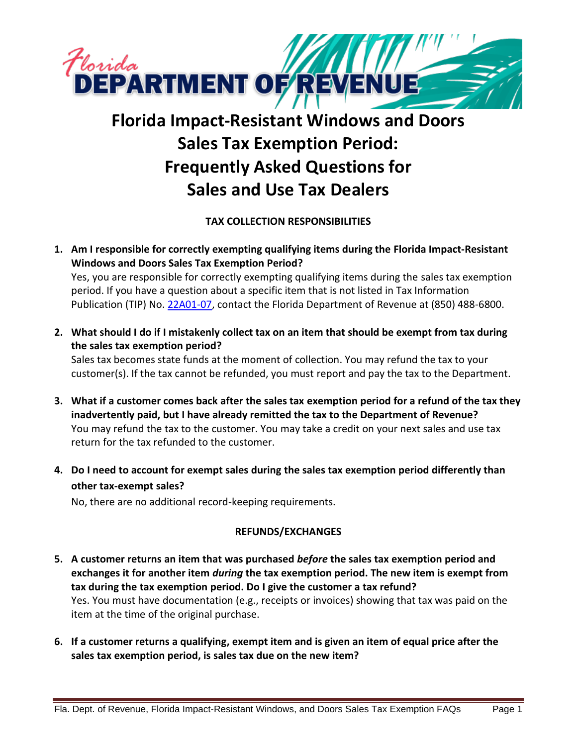# Florida Impact-Resistant Windows and Doors Sales Tax Exemption Period: Frequently Asked Questions for Sales and Use Tax Dealers

## TAX COLLECTION RESPONSIBILITIES

1. **Am I responsible for correctly exempting qualifying items during the Florida Impact-Resistant Windows and Doors Sales Tax Exemption Period?**
   Yes, you are responsible for correctly exempting qualifying items during the sales tax exemption period. If you have a question about a specific item that is not listed in Tax Information Publication (TIP) No. 22A01-07, contact the Florida Department of Revenue at (850) 488-6800.

2. **What should I do if I mistakenly collect tax on an item that should be exempt from tax during the sales tax exemption period?**
   Sales tax becomes state funds at the moment of collection. You may refund the tax to your customer(s). If the tax cannot be refunded, you must report and pay the tax to the Department.

3. **What if a customer comes back after the sales tax exemption period for a refund of the tax they inadvertently paid, but I have already remitted the tax to the Department of Revenue?**
   You may refund the tax to the customer. You may take a credit on your next sales and use tax return for the tax refunded to the customer.

4. **Do I need to account for exempt sales during the sales tax exemption period differently than other tax-exempt sales?**
   No, there are no additional record-keeping requirements.

## REFUNDS/EXCHANGES

5. **A customer returns an item that was purchased *before* the sales tax exemption period and exchanges it for another item *during* the tax exemption period. The new item is exempt from tax during the tax exemption period. Do I give the customer a tax refund?**
   Yes. You must have documentation (e.g., receipts or invoices) showing that tax was paid on the item at the time of the original purchase.

6. **If a customer returns a qualifying, exempt item and is given an item of equal price after the sales tax exemption period, is sales tax due on the new item?**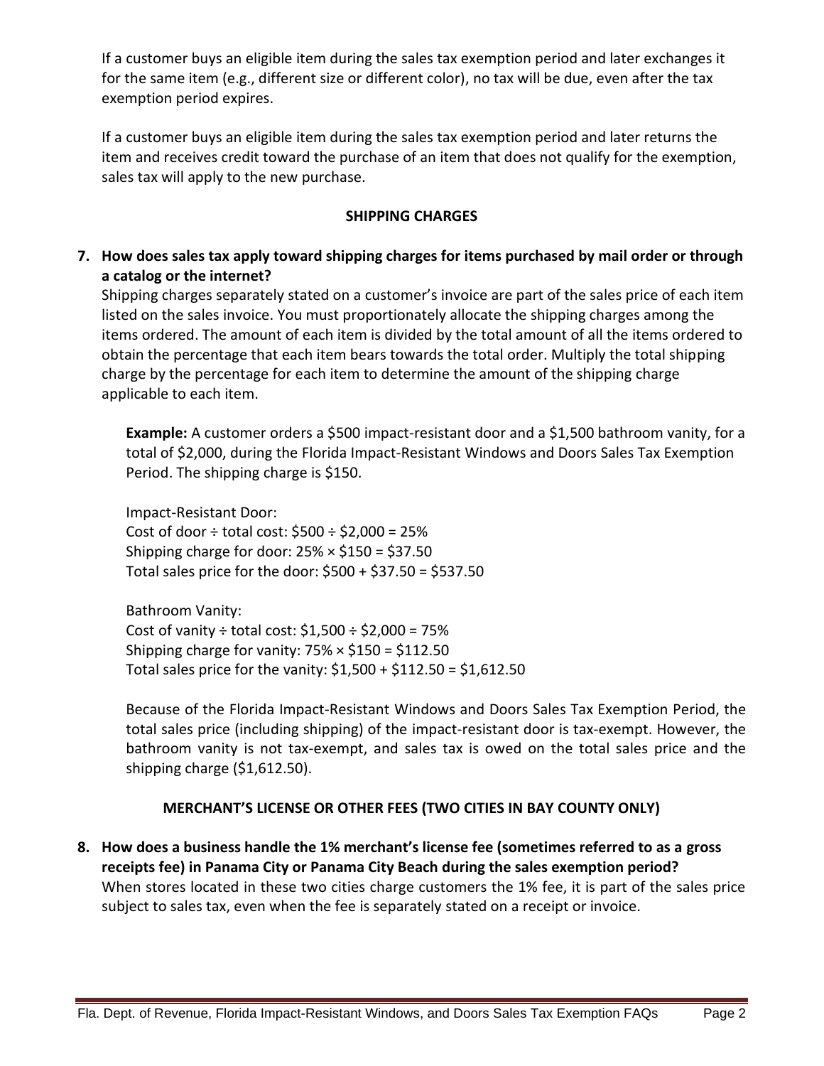If a customer buys an eligible item during the sales tax exemption period and later exchanges it for the same item (e.g., different size or different color), no tax will be due, even after the tax exemption period expires.

If a customer buys an eligible item during the sales tax exemption period and later returns the item and receives credit toward the purchase of an item that does not qualify for the exemption, sales tax will apply to the new purchase.

## SHIPPING CHARGES

**7. How does sales tax apply toward shipping charges for items purchased by mail order or through a catalog or the internet?**

Shipping charges separately stated on a customer's invoice are part of the sales price of each item listed on the sales invoice. You must proportionately allocate the shipping charges among the items ordered. The amount of each item is divided by the total amount of all the items ordered to obtain the percentage that each item bears towards the total order. Multiply the total shipping charge by the percentage for each item to determine the amount of the shipping charge applicable to each item.

**Example:** A customer orders a $500 impact-resistant door and a $1,500 bathroom vanity, for a total of $2,000, during the Florida Impact-Resistant Windows and Doors Sales Tax Exemption Period. The shipping charge is $150.

Impact-Resistant Door:
Cost of door ÷ total cost: $500 ÷ $2,000 = 25%
Shipping charge for door: 25% × $150 = $37.50
Total sales price for the door: $500 + $37.50 = $537.50

Bathroom Vanity:
Cost of vanity ÷ total cost: $1,500 ÷ $2,000 = 75%
Shipping charge for vanity: 75% × $150 = $112.50
Total sales price for the vanity: $1,500 + $112.50 = $1,612.50

Because of the Florida Impact-Resistant Windows and Doors Sales Tax Exemption Period, the total sales price (including shipping) of the impact-resistant door is tax-exempt. However, the bathroom vanity is not tax-exempt, and sales tax is owed on the total sales price and the shipping charge ($1,612.50).

## MERCHANT'S LICENSE OR OTHER FEES (TWO CITIES IN BAY COUNTY ONLY)

**8. How does a business handle the 1% merchant's license fee (sometimes referred to as a gross receipts fee) in Panama City or Panama City Beach during the sales exemption period?**

When stores located in these two cities charge customers the 1% fee, it is part of the sales price subject to sales tax, even when the fee is separately stated on a receipt or invoice.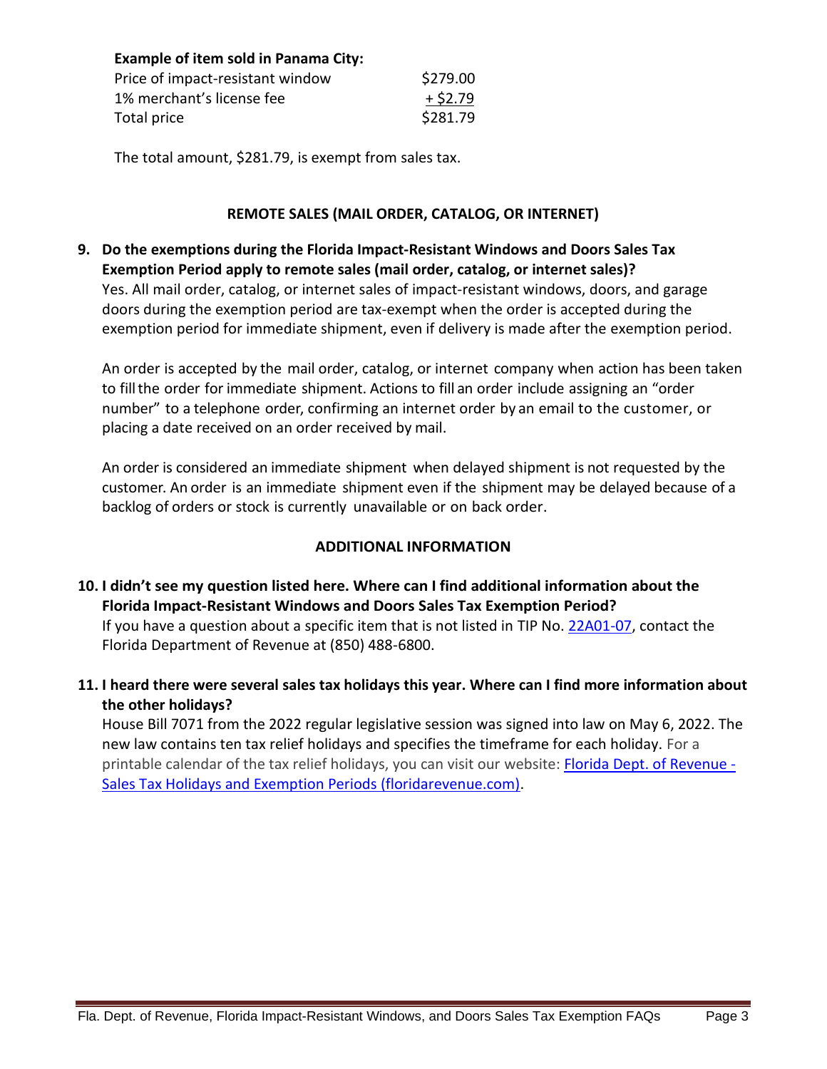**Example of item sold in Panama City:**

| | |
|---|---|
| Price of impact-resistant window | $279.00 |
| 1% merchant's license fee | + $2.79 |
| Total price | $281.79 |

The total amount, $281.79, is exempt from sales tax.

## REMOTE SALES (MAIL ORDER, CATALOG, OR INTERNET)

**9. Do the exemptions during the Florida Impact-Resistant Windows and Doors Sales Tax Exemption Period apply to remote sales (mail order, catalog, or internet sales)?**

Yes. All mail order, catalog, or internet sales of impact-resistant windows, doors, and garage doors during the exemption period are tax-exempt when the order is accepted during the exemption period for immediate shipment, even if delivery is made after the exemption period.

An order is accepted by the mail order, catalog, or internet company when action has been taken to fill the order for immediate shipment. Actions to fill an order include assigning an "order number" to a telephone order, confirming an internet order by an email to the customer, or placing a date received on an order received by mail.

An order is considered an immediate shipment when delayed shipment is not requested by the customer. An order is an immediate shipment even if the shipment may be delayed because of a backlog of orders or stock is currently unavailable or on back order.

## ADDITIONAL INFORMATION

**10. I didn't see my question listed here. Where can I find additional information about the Florida Impact-Resistant Windows and Doors Sales Tax Exemption Period?**

If you have a question about a specific item that is not listed in TIP No. 22A01-07, contact the Florida Department of Revenue at (850) 488-6800.

**11. I heard there were several sales tax holidays this year. Where can I find more information about the other holidays?**

House Bill 7071 from the 2022 regular legislative session was signed into law on May 6, 2022. The new law contains ten tax relief holidays and specifies the timeframe for each holiday. For a printable calendar of the tax relief holidays, you can visit our website: Florida Dept. of Revenue - Sales Tax Holidays and Exemption Periods (floridarevenue.com).